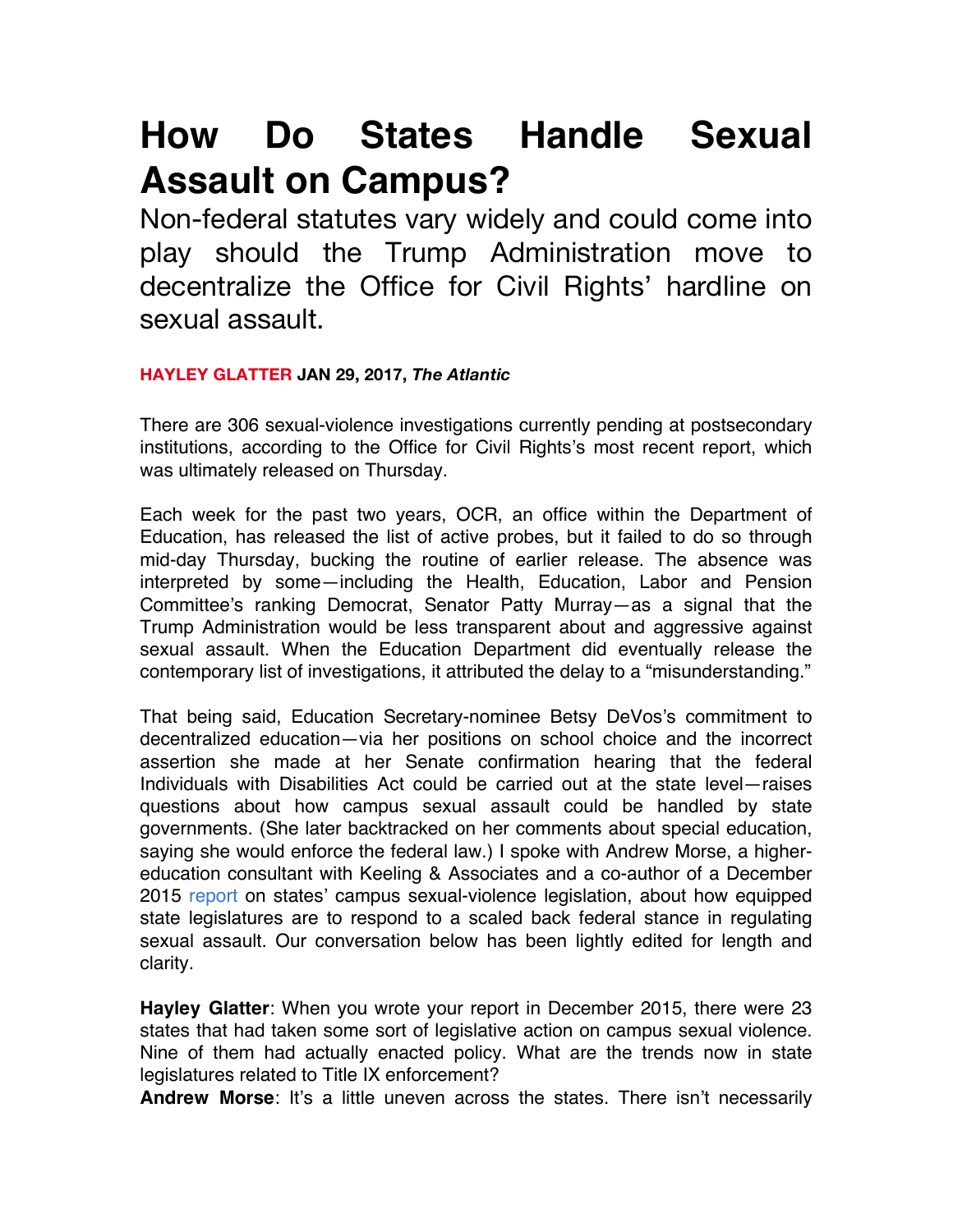# How Do States Handle Sexual Assault on Campus?

Non-federal statutes vary widely and could come into play should the Trump Administration move to decentralize the Office for Civil Rights' hardline on sexual assault.

**HAYLEY GLATTER JAN 29, 2017, *The Atlantic***

There are 306 sexual-violence investigations currently pending at postsecondary institutions, according to the Office for Civil Rights's most recent report, which was ultimately released on Thursday.

Each week for the past two years, OCR, an office within the Department of Education, has released the list of active probes, but it failed to do so through mid-day Thursday, bucking the routine of earlier release. The absence was interpreted by some—including the Health, Education, Labor and Pension Committee's ranking Democrat, Senator Patty Murray—as a signal that the Trump Administration would be less transparent about and aggressive against sexual assault. When the Education Department did eventually release the contemporary list of investigations, it attributed the delay to a "misunderstanding."

That being said, Education Secretary-nominee Betsy DeVos's commitment to decentralized education—via her positions on school choice and the incorrect assertion she made at her Senate confirmation hearing that the federal Individuals with Disabilities Act could be carried out at the state level—raises questions about how campus sexual assault could be handled by state governments. (She later backtracked on her comments about special education, saying she would enforce the federal law.) I spoke with Andrew Morse, a higher-education consultant with Keeling & Associates and a co-author of a December 2015 report on states' campus sexual-violence legislation, about how equipped state legislatures are to respond to a scaled back federal stance in regulating sexual assault. Our conversation below has been lightly edited for length and clarity.

**Hayley Glatter**: When you wrote your report in December 2015, there were 23 states that had taken some sort of legislative action on campus sexual violence. Nine of them had actually enacted policy. What are the trends now in state legislatures related to Title IX enforcement?

**Andrew Morse**: It's a little uneven across the states. There isn't necessarily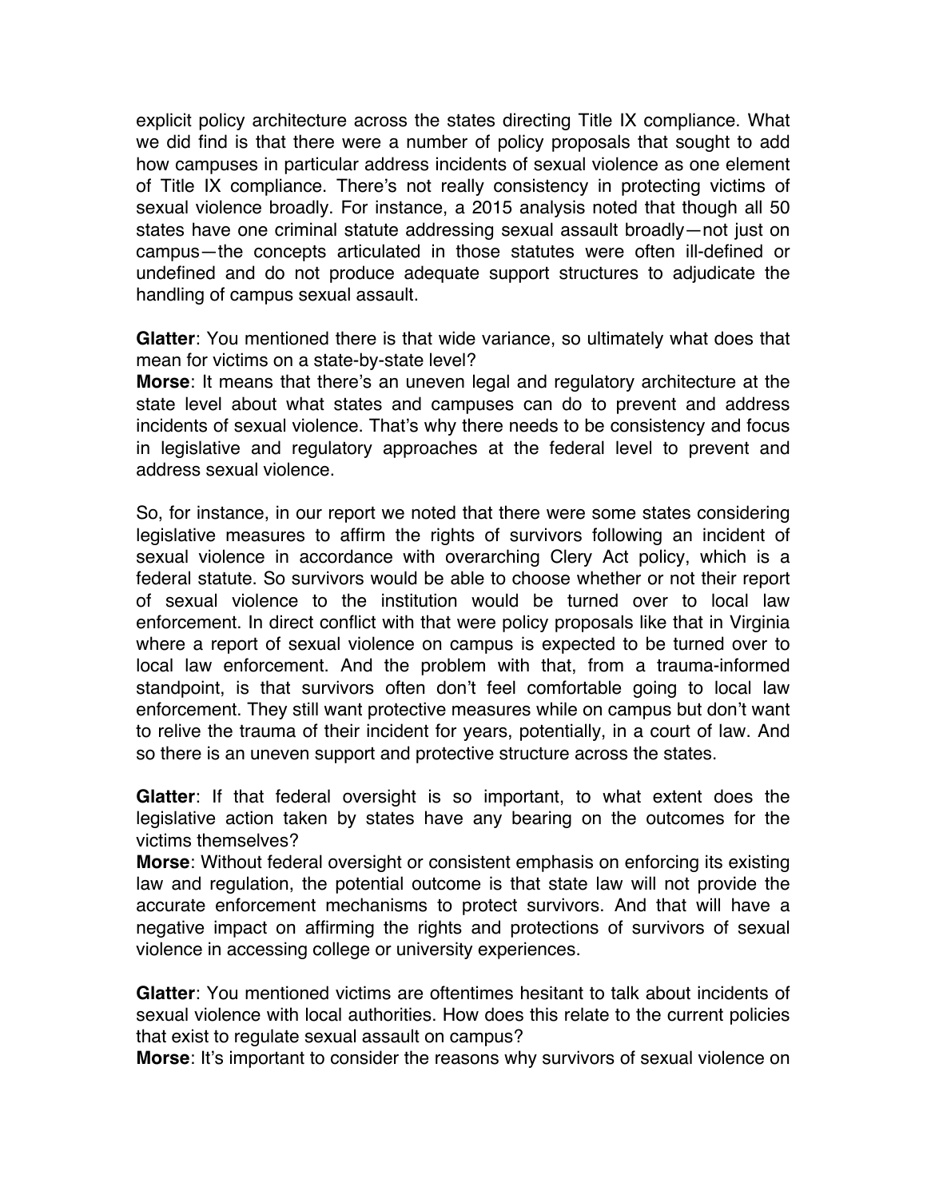explicit policy architecture across the states directing Title IX compliance. What we did find is that there were a number of policy proposals that sought to add how campuses in particular address incidents of sexual violence as one element of Title IX compliance. There's not really consistency in protecting victims of sexual violence broadly. For instance, a 2015 analysis noted that though all 50 states have one criminal statute addressing sexual assault broadly—not just on campus—the concepts articulated in those statutes were often ill-defined or undefined and do not produce adequate support structures to adjudicate the handling of campus sexual assault.

**Glatter**: You mentioned there is that wide variance, so ultimately what does that mean for victims on a state-by-state level?
**Morse**: It means that there's an uneven legal and regulatory architecture at the state level about what states and campuses can do to prevent and address incidents of sexual violence. That's why there needs to be consistency and focus in legislative and regulatory approaches at the federal level to prevent and address sexual violence.

So, for instance, in our report we noted that there were some states considering legislative measures to affirm the rights of survivors following an incident of sexual violence in accordance with overarching Clery Act policy, which is a federal statute. So survivors would be able to choose whether or not their report of sexual violence to the institution would be turned over to local law enforcement. In direct conflict with that were policy proposals like that in Virginia where a report of sexual violence on campus is expected to be turned over to local law enforcement. And the problem with that, from a trauma-informed standpoint, is that survivors often don't feel comfortable going to local law enforcement. They still want protective measures while on campus but don't want to relive the trauma of their incident for years, potentially, in a court of law. And so there is an uneven support and protective structure across the states.

**Glatter**: If that federal oversight is so important, to what extent does the legislative action taken by states have any bearing on the outcomes for the victims themselves?
**Morse**: Without federal oversight or consistent emphasis on enforcing its existing law and regulation, the potential outcome is that state law will not provide the accurate enforcement mechanisms to protect survivors. And that will have a negative impact on affirming the rights and protections of survivors of sexual violence in accessing college or university experiences.

**Glatter**: You mentioned victims are oftentimes hesitant to talk about incidents of sexual violence with local authorities. How does this relate to the current policies that exist to regulate sexual assault on campus?
**Morse**: It's important to consider the reasons why survivors of sexual violence on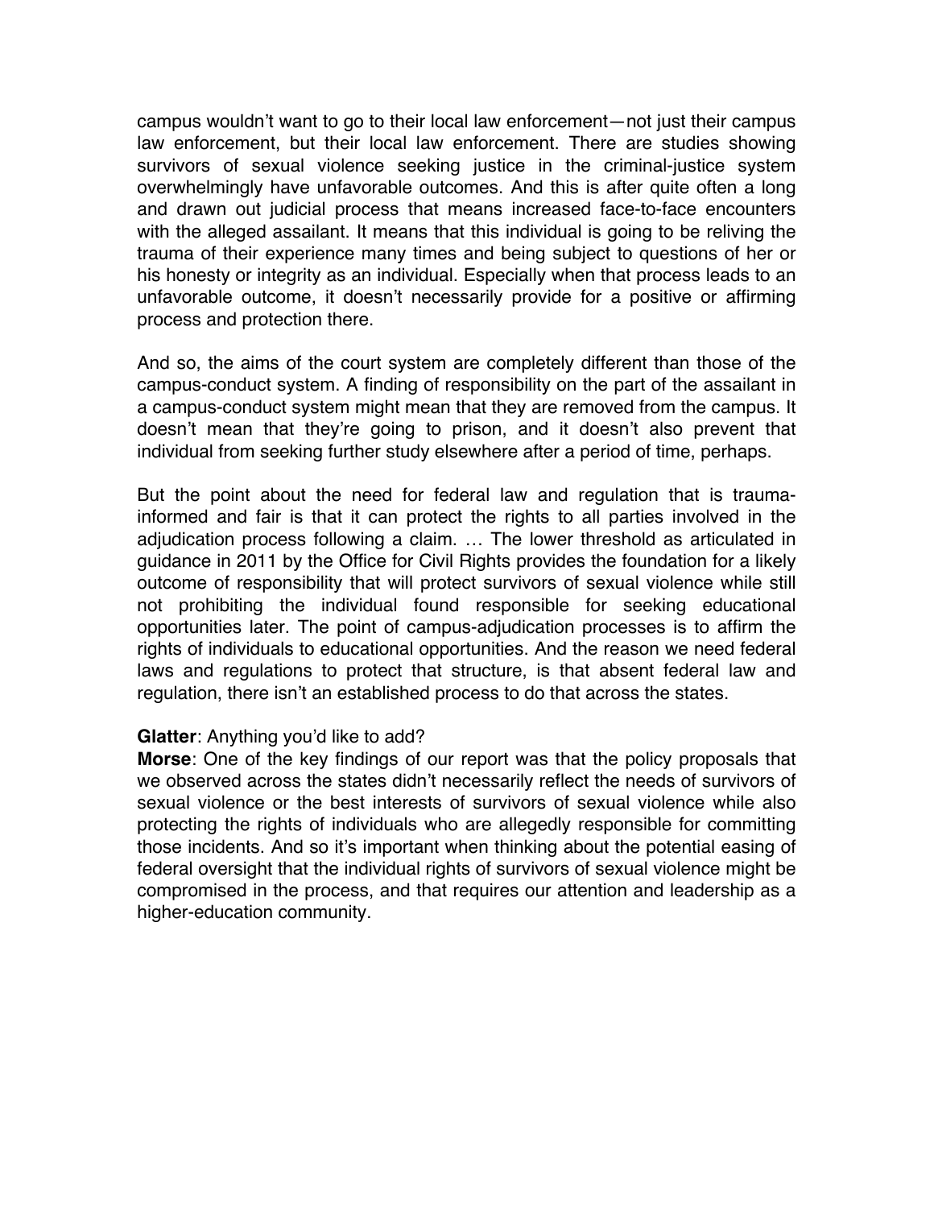campus wouldn't want to go to their local law enforcement—not just their campus law enforcement, but their local law enforcement. There are studies showing survivors of sexual violence seeking justice in the criminal-justice system overwhelmingly have unfavorable outcomes. And this is after quite often a long and drawn out judicial process that means increased face-to-face encounters with the alleged assailant. It means that this individual is going to be reliving the trauma of their experience many times and being subject to questions of her or his honesty or integrity as an individual. Especially when that process leads to an unfavorable outcome, it doesn't necessarily provide for a positive or affirming process and protection there.

And so, the aims of the court system are completely different than those of the campus-conduct system. A finding of responsibility on the part of the assailant in a campus-conduct system might mean that they are removed from the campus. It doesn't mean that they're going to prison, and it doesn't also prevent that individual from seeking further study elsewhere after a period of time, perhaps.

But the point about the need for federal law and regulation that is trauma-informed and fair is that it can protect the rights to all parties involved in the adjudication process following a claim. … The lower threshold as articulated in guidance in 2011 by the Office for Civil Rights provides the foundation for a likely outcome of responsibility that will protect survivors of sexual violence while still not prohibiting the individual found responsible for seeking educational opportunities later. The point of campus-adjudication processes is to affirm the rights of individuals to educational opportunities. And the reason we need federal laws and regulations to protect that structure, is that absent federal law and regulation, there isn't an established process to do that across the states.

**Glatter**: Anything you'd like to add?
**Morse**: One of the key findings of our report was that the policy proposals that we observed across the states didn't necessarily reflect the needs of survivors of sexual violence or the best interests of survivors of sexual violence while also protecting the rights of individuals who are allegedly responsible for committing those incidents. And so it's important when thinking about the potential easing of federal oversight that the individual rights of survivors of sexual violence might be compromised in the process, and that requires our attention and leadership as a higher-education community.